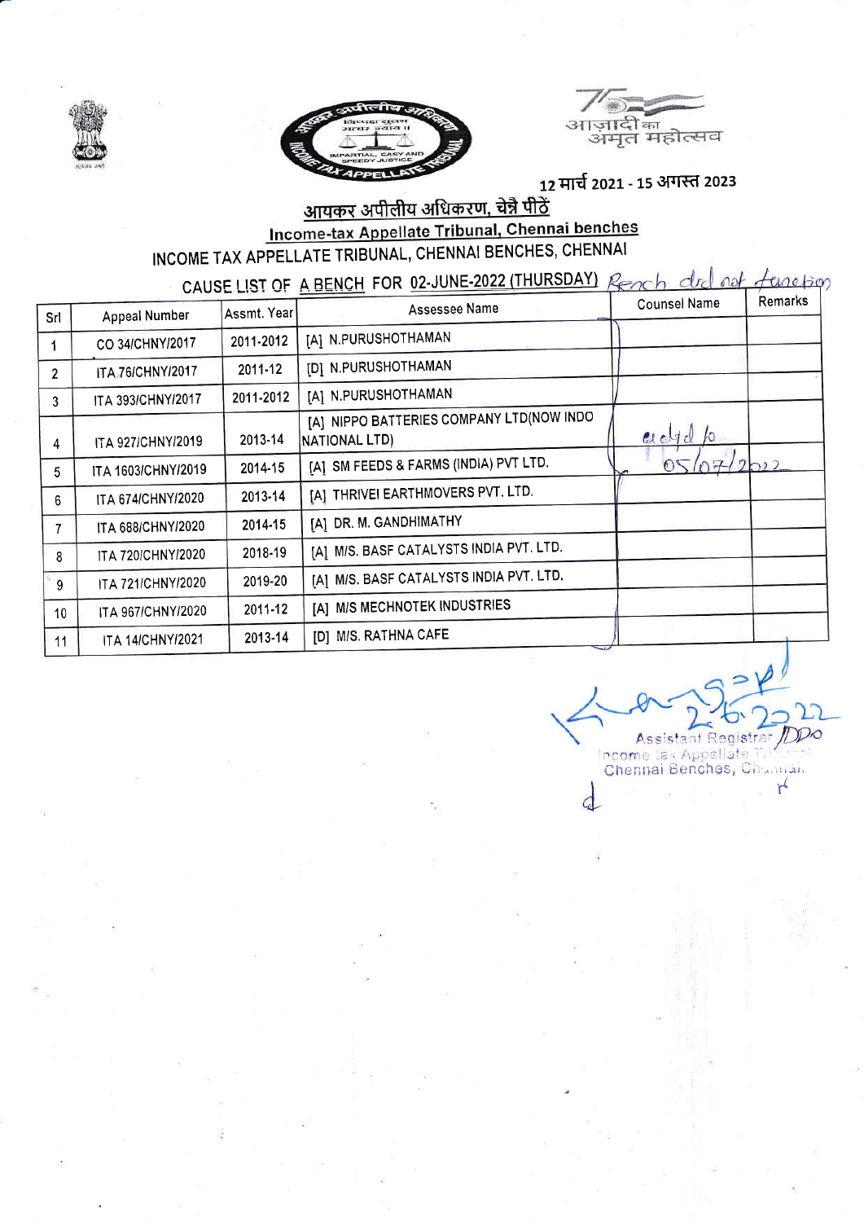आज़ादी का अमृत महोत्सव

12 मार्च 2021 - 15 अगस्त 2023

## आयकर अपीलीय अधिकरण, चेन्नै पीठें

## Income-tax Appellate Tribunal, Chennai benches

# INCOME TAX APPELLATE TRIBUNAL, CHENNAI BENCHES, CHENNAI

### CAUSE LIST OF A BENCH FOR 02-JUNE-2022 (THURSDAY) Bench did not function

| Srl | Appeal Number | Asstt. Year | Assessee Name | Counsel Name | Remarks |
|---|---|---|---|---|---|
| 1 | CO 34/CHNY/2017 | 2011-2012 | [A] N.PURUSHOTHAMAN | adjd to 05/07/2022 | |
| 2 | ITA 76/CHNY/2017 | 2011-12 | [D] N.PURUSHOTHAMAN | | |
| 3 | ITA 393/CHNY/2017 | 2011-2012 | [A] N.PURUSHOTHAMAN | | |
| 4 | ITA 927/CHNY/2019 | 2013-14 | [A] NIPPO BATTERIES COMPANY LTD(NOW INDO NATIONAL LTD) | | |
| 5 | ITA 1603/CHNY/2019 | 2014-15 | [A] SM FEEDS & FARMS (INDIA) PVT LTD. | | |
| 6 | ITA 674/CHNY/2020 | 2013-14 | [A] THRIVEI EARTHMOVERS PVT. LTD. | | |
| 7 | ITA 688/CHNY/2020 | 2014-15 | [A] DR. M. GANDHIMATHY | | |
| 8 | ITA 720/CHNY/2020 | 2018-19 | [A] M/S. BASF CATALYSTS INDIA PVT. LTD. | | |
| 9 | ITA 721/CHNY/2020 | 2019-20 | [A] M/S. BASF CATALYSTS INDIA PVT. LTD. | | |
| 10 | ITA 967/CHNY/2020 | 2011-12 | [A] M/S MECHNOTEK INDUSTRIES | | |
| 11 | ITA 14/CHNY/2021 | 2013-14 | [D] M/S. RATHNA CAFE | | |

2-6-2022

Assistant Registrar/DDO
Income-tax Appellate Tribunal
Chennai Benches, Chennai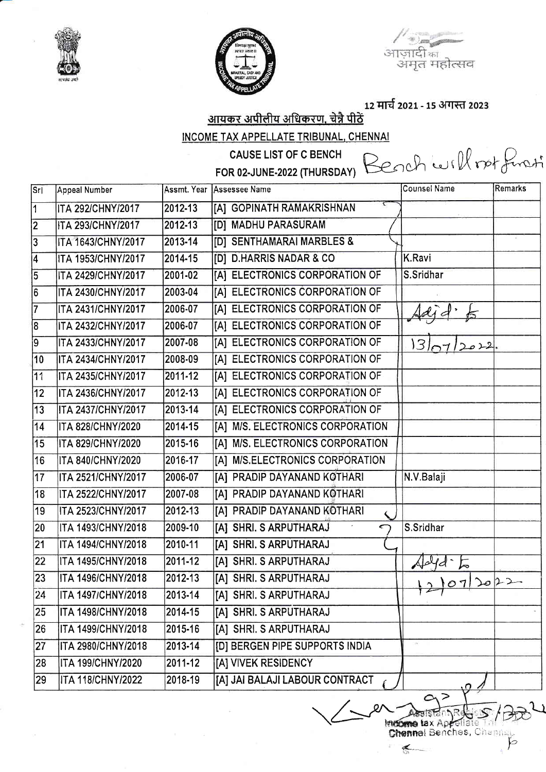12 मार्च 2021 - 15 अगस्त 2023

आयकर अपीलीय अधिकरण, चेन्नै पीठें

INCOME TAX APPELLATE TRIBUNAL, CHENNAI

CAUSE LIST OF C BENCH

FOR 02-JUNE-2022 (THURSDAY)

Bench will not function

| Srl | Appeal Number | Assmt. Year | Assessee Name | Counsel Name | Remarks |
|---|---|---|---|---|---|
| 1 | ITA 292/CHNY/2017 | 2012-13 | [A] GOPINATH RAMAKRISHNAN | | |
| 2 | ITA 293/CHNY/2017 | 2012-13 | [D] MADHU PARASURAM | | |
| 3 | ITA 1643/CHNY/2017 | 2013-14 | [D] SENTHAMARAI MARBLES & | | |
| 4 | ITA 1953/CHNY/2017 | 2014-15 | [D] D.HARRIS NADAR & CO | K.Ravi | |
| 5 | ITA 2429/CHNY/2017 | 2001-02 | [A] ELECTRONICS CORPORATION OF | S.Sridhar | |
| 6 | ITA 2430/CHNY/2017 | 2003-04 | [A] ELECTRONICS CORPORATION OF | | |
| 7 | ITA 2431/CHNY/2017 | 2006-07 | [A] ELECTRONICS CORPORATION OF | Adjd. to | |
| 8 | ITA 2432/CHNY/2017 | 2006-07 | [A] ELECTRONICS CORPORATION OF | | |
| 9 | ITA 2433/CHNY/2017 | 2007-08 | [A] ELECTRONICS CORPORATION OF | 13/07/2022. | |
| 10 | ITA 2434/CHNY/2017 | 2008-09 | [A] ELECTRONICS CORPORATION OF | | |
| 11 | ITA 2435/CHNY/2017 | 2011-12 | [A] ELECTRONICS CORPORATION OF | | |
| 12 | ITA 2436/CHNY/2017 | 2012-13 | [A] ELECTRONICS CORPORATION OF | | |
| 13 | ITA 2437/CHNY/2017 | 2013-14 | [A] ELECTRONICS CORPORATION OF | | |
| 14 | ITA 828/CHNY/2020 | 2014-15 | [A] M/S. ELECTRONICS CORPORATION | | |
| 15 | ITA 829/CHNY/2020 | 2015-16 | [A] M/S. ELECTRONICS CORPORATION | | |
| 16 | ITA 840/CHNY/2020 | 2016-17 | [A] M/S.ELECTRONICS CORPORATION | | |
| 17 | ITA 2521/CHNY/2017 | 2006-07 | [A] PRADIP DAYANAND KOTHARI | N.V.Balaji | |
| 18 | ITA 2522/CHNY/2017 | 2007-08 | [A] PRADIP DAYANAND KOTHARI | | |
| 19 | ITA 2523/CHNY/2017 | 2012-13 | [A] PRADIP DAYANAND KOTHARI | | |
| 20 | ITA 1493/CHNY/2018 | 2009-10 | [A] SHRI. S ARPUTHARAJ | S.Sridhar | |
| 21 | ITA 1494/CHNY/2018 | 2010-11 | [A] SHRI. S ARPUTHARAJ | | |
| 22 | ITA 1495/CHNY/2018 | 2011-12 | [A] SHRI. S ARPUTHARAJ | Adjd. to | |
| 23 | ITA 1496/CHNY/2018 | 2012-13 | [A] SHRI. S ARPUTHARAJ | 12/07/2022 | |
| 24 | ITA 1497/CHNY/2018 | 2013-14 | [A] SHRI. S ARPUTHARAJ | | |
| 25 | ITA 1498/CHNY/2018 | 2014-15 | [A] SHRI. S ARPUTHARAJ | | |
| 26 | ITA 1499/CHNY/2018 | 2015-16 | [A] SHRI. S ARPUTHARAJ | | |
| 27 | ITA 2980/CHNY/2018 | 2013-14 | [D] BERGEN PIPE SUPPORTS INDIA | | |
| 28 | ITA 199/CHNY/2020 | 2011-12 | [A] VIVEK RESIDENCY | | |
| 29 | ITA 118/CHNY/2022 | 2018-19 | [A] JAI BALAJI LABOUR CONTRACT | | |

02/05/2022

Assistant Registrar
Income tax Appellate Tribunal
Chennai Benches, Chennai